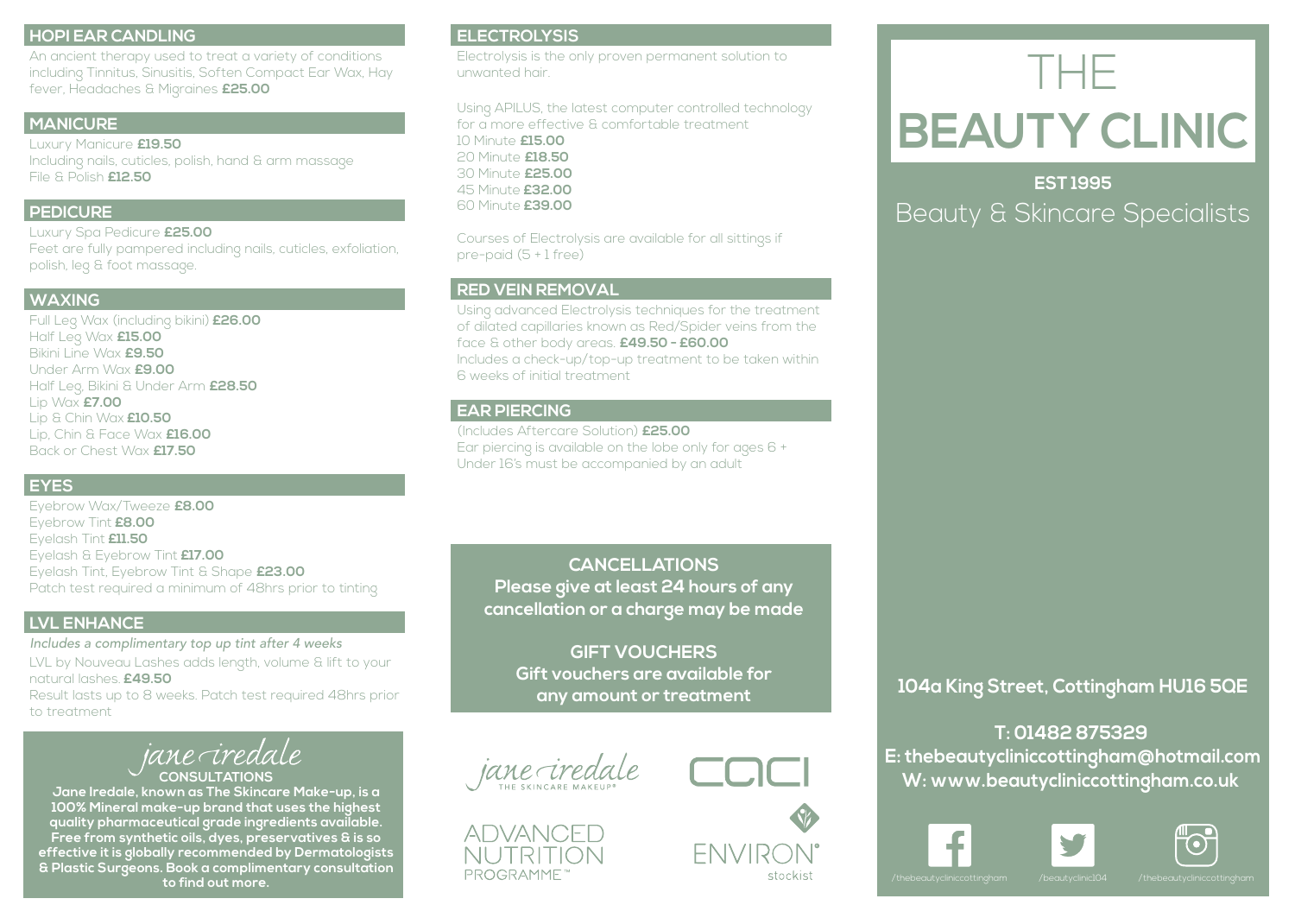## HOPI EAR CANDLING

An ancient therapy used to treat a variety of conditions including Tinnitus, Sinusitis, Soften Compact Ear Wax, Hay fever, Headaches & Migraines **£25.00**

## MANICURE

Luxury Manicure **£19.50**
Including nails, cuticles, polish, hand & arm massage
File & Polish **£12.50**

## PEDICURE

Luxury Spa Pedicure **£25.00**
Feet are fully pampered including nails, cuticles, exfoliation, polish, leg & foot massage.

## WAXING

Full Leg Wax (including bikini) **£26.00**
Half Leg Wax **£15.00**
Bikini Line Wax **£9.50**
Under Arm Wax **£9.00**
Half Leg, Bikini & Under Arm **£28.50**
Lip Wax **£7.00**
Lip & Chin Wax **£10.50**
Lip, Chin & Face Wax **£16.00**
Back or Chest Wax **£17.50**

## EYES

Eyebrow Wax/Tweeze **£8.00**
Eyebrow Tint **£8.00**
Eyelash Tint **£11.50**
Eyelash & Eyebrow Tint **£17.00**
Eyelash Tint, Eyebrow Tint & Shape **£23.00**
Patch test required a minimum of 48hrs prior to tinting

## LVL ENHANCE

*Includes a complimentary top up tint after 4 weeks*

LVL by Nouveau Lashes adds length, volume & lift to your natural lashes. **£49.50**
Result lasts up to 8 weeks. Patch test required 48hrs prior to treatment

### jane iredale CONSULTATIONS

**Jane Iredale, known as The Skincare Make-up, is a 100% Mineral make-up brand that uses the highest quality pharmaceutical grade ingredients available. Free from synthetic oils, dyes, preservatives & is so effective it is globally recommended by Dermatologists & Plastic Surgeons. Book a complimentary consultation to find out more.**

## ELECTROLYSIS

Electrolysis is the only proven permanent solution to unwanted hair.

Using APILUS, the latest computer controlled technology for a more effective & comfortable treatment
10 Minute **£15.00**
20 Minute **£18.50**
30 Minute **£25.00**
45 Minute **£32.00**
60 Minute **£39.00**

Courses of Electrolysis are available for all sittings if pre-paid (5 + 1 free)

## RED VEIN REMOVAL

Using advanced Electrolysis techniques for the treatment of dilated capillaries known as Red/Spider veins from the face & other body areas. **£49.50 - £60.00**
Includes a check-up/top-up treatment to be taken within 6 weeks of initial treatment

## EAR PIERCING

(Includes Aftercare Solution) **£25.00**
Ear piercing is available on the lobe only for ages 6 +
Under 16's must be accompanied by an adult

### CANCELLATIONS

**Please give at least 24 hours of any cancellation or a charge may be made**

### GIFT VOUCHERS

**Gift vouchers are available for any amount or treatment**

jane iredale THE SKINCARE MAKEUP®

CACI

ADVANCED NUTRITION PROGRAMME™

ENVIRON® stockist

# THE BEAUTY CLINIC

**EST 1995**

Beauty & Skincare Specialists

**104a King Street, Cottingham HU16 5QE**

**T: 01482 875329**
**E: thebeautycliniccottingham@hotmail.com**
**W: www.beautycliniccottingham.co.uk**

/thebeautycliniccottingham /beautyclinic104 /thebeautycliniccottingham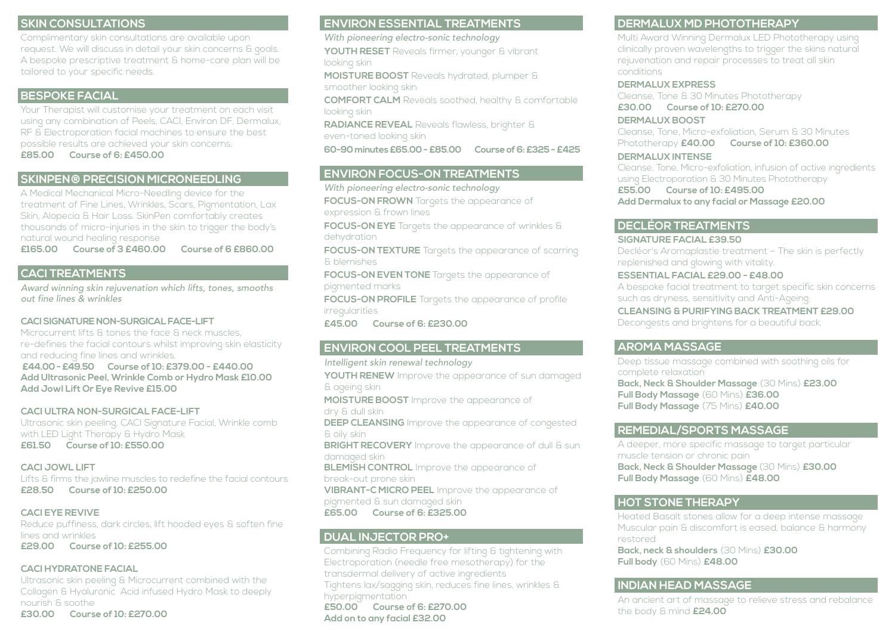## SKIN CONSULTATIONS

Complimentary skin consultations are available upon request. We will discuss in detail your skin concerns & goals. A bespoke prescriptive treatment & home-care plan will be tailored to your specific needs.

## BESPOKE FACIAL

Your Therapist will customise your treatment on each visit using any combination of Peels, CACI, Environ DF, Dermalux, RF & Electroporation facial machines to ensure the best possible results are achieved your skin concerns.
**£85.00 Course of 6: £450.00**

## SKINPEN® PRECISION MICRONEEDLING

A Medical Mechanical Micro-Needling device for the treatment of Fine Lines, Wrinkles, Scars, Pigmentation, Lax Skin, Alopecia & Hair Loss. SkinPen comfortably creates thousands of micro-injuries in the skin to trigger the body's natural wound healing response
**£165.00 Course of 3 £460.00 Course of 6 £860.00**

## CACI TREATMENTS

*Award winning skin rejuvenation which lifts, tones, smooths out fine lines & wrinkles*

**CACI SIGNATURE NON-SURGICAL FACE-LIFT**
Microcurrent lifts & tones the face & neck muscles, re-defines the facial contours whilst improving skin elasticity and reducing fine lines and wrinkles.
**£44.00 - £49.50 Course of 10: £379.00 - £440.00**
**Add Ultrasonic Peel, Wrinkle Comb or Hydro Mask £10.00**
**Add Jowl Lift Or Eye Revive £15.00**

**CACI ULTRA NON-SURGICAL FACE-LIFT**
Ultrasonic skin peeling, CACI Signature Facial, Wrinkle comb with LED Light Therapy & Hydro Mask
**£61.50 Course of 10: £550.00**

**CACI JOWL LIFT**
Lifts & firms the jawline muscles to redefine the facial contours
**£28.50 Course of 10: £250.00**

**CACI EYE REVIVE**
Reduce puffiness, dark circles, lift hooded eyes & soften fine lines and wrinkles
**£29.00 Course of 10: £255.00**

**CACI HYDRATONE FACIAL**
Ultrasonic skin peeling & Microcurrent combined with the Collagen & Hyaluronic Acid infused Hydro Mask to deeply nourish & soothe
**£30.00 Course of 10: £270.00**

## ENVIRON ESSENTIAL TREATMENTS

*With pioneering electro-sonic technology*

**YOUTH RESET** Reveals firmer, younger & vibrant looking skin

**MOISTURE BOOST** Reveals hydrated, plumper & smoother looking skin

**COMFORT CALM** Reveals soothed, healthy & comfortable looking skin

**RADIANCE REVEAL** Reveals flawless, brighter & even-toned looking skin

**60-90 minutes £65.00 - £85.00 Course of 6: £325 - £425**

## ENVIRON FOCUS-ON TREATMENTS

*With pioneering electro-sonic technology*

**FOCUS-ON FROWN** Targets the appearance of expression & frown lines

**FOCUS-ON EYE** Targets the appearance of wrinkles & dehydration

**FOCUS-ON TEXTURE** Targets the appearance of scarring & blemishes

**FOCUS-ON EVEN TONE** Targets the appearance of pigmented marks

**FOCUS-ON PROFILE** Targets the appearance of profile irregularities

**£45.00 Course of 6: £230.00**

## ENVIRON COOL PEEL TREATMENTS

*Intelligent skin renewal technology*

**YOUTH RENEW** Improve the appearance of sun damaged & ageing skin

**MOISTURE BOOST** Improve the appearance of dry & dull skin

**DEEP CLEANSING** Improve the appearance of congested & oily skin

**BRIGHT RECOVERY** Improve the appearance of dull & sun damaged skin

**BLEMISH CONTROL** Improve the appearance of break-out prone skin

**VIBRANT-C MICRO PEEL** Improve the appearance of pigmented & sun damaged skin

**£65.00 Course of 6: £325.00**

## DUAL INJECTOR PRO+

Combining Radio Frequency for lifting & tightening with Electroporation (needle free mesotherapy) for the transdermal delivery of active ingredients
Tightens lax/sagging skin, reduces fine lines, wrinkles & hyperpigmentation
**£50.00 Course of 6: £270.00**
**Add on to any facial £32.00**

## DERMALUX MD PHOTOTHERAPY

Multi Award Winning Dermalux LED Phototherapy using clinically proven wavelengths to trigger the skins natural rejuvenation and repair processes to treat all skin conditions

**DERMALUX EXPRESS**
Cleanse, Tone & 30 Minutes Phototherapy
**£30.00 Course of 10: £270.00**

**DERMALUX BOOST**
Cleanse, Tone, Micro-exfoliation, Serum & 30 Minutes Phototherapy **£40.00 Course of 10: £360.00**

**DERMALUX INTENSE**
Cleanse, Tone, Micro-exfoliation, infusion of active ingredients using Electroporation & 30 Minutes Phototherapy
**£55.00 Course of 10: £495.00**
**Add Dermalux to any facial or Massage £20.00**

## DECLÉOR TREATMENTS

**SIGNATURE FACIAL £39.50**
Decléor's Aromaplastie treatment – The skin is perfectly replenished and glowing with vitality.

**ESSENTIAL FACIAL £29.00 - £48.00**
A bespoke facial treatment to target specific skin concerns such as dryness, sensitivity and Anti-Ageing.

**CLEANSING & PURIFYING BACK TREATMENT £29.00**
Decongests and brightens for a beautiful back.

## AROMA MASSAGE

Deep tissue massage combined with soothing oils for complete relaxation
**Back, Neck & Shoulder Massage** (30 Mins) **£23.00**
**Full Body Massage** (60 Mins) **£36.00**
**Full Body Massage** (75 Mins) **£40.00**

## REMEDIAL/SPORTS MASSAGE

A deeper, more specific massage to target particular muscle tension or chronic pain
**Back, Neck & Shoulder Massage** (30 Mins) **£30.00**
**Full Body Massage** (60 Mins) **£48.00**

## HOT STONE THERAPY

Heated Basalt stones allow for a deep intense massage Muscular pain & discomfort is eased, balance & harmony restored
**Back, neck & shoulders** (30 Mins) **£30.00**
**Full body** (60 Mins) **£48.00**

## INDIAN HEAD MASSAGE

An ancient art of massage to relieve stress and rebalance the body & mind **£24.00**